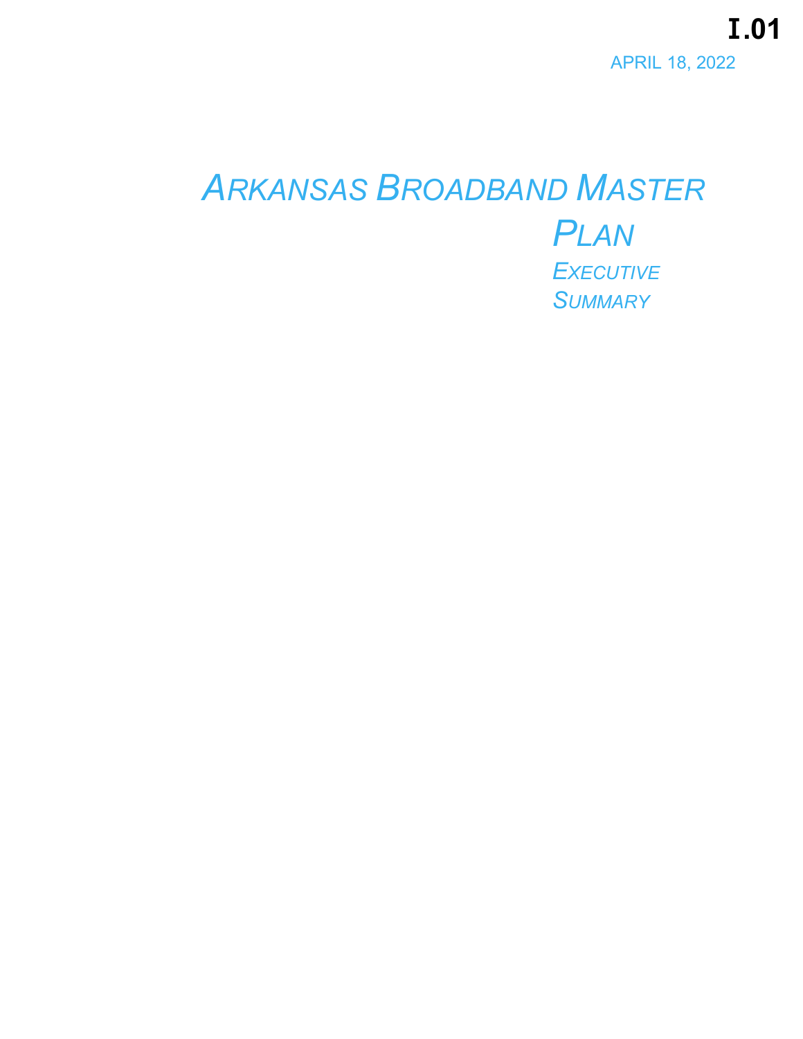I.01

APRIL 18, 2022

# *ARKANSAS BROADBAND MASTER PLAN*

## *EXECUTIVE SUMMARY*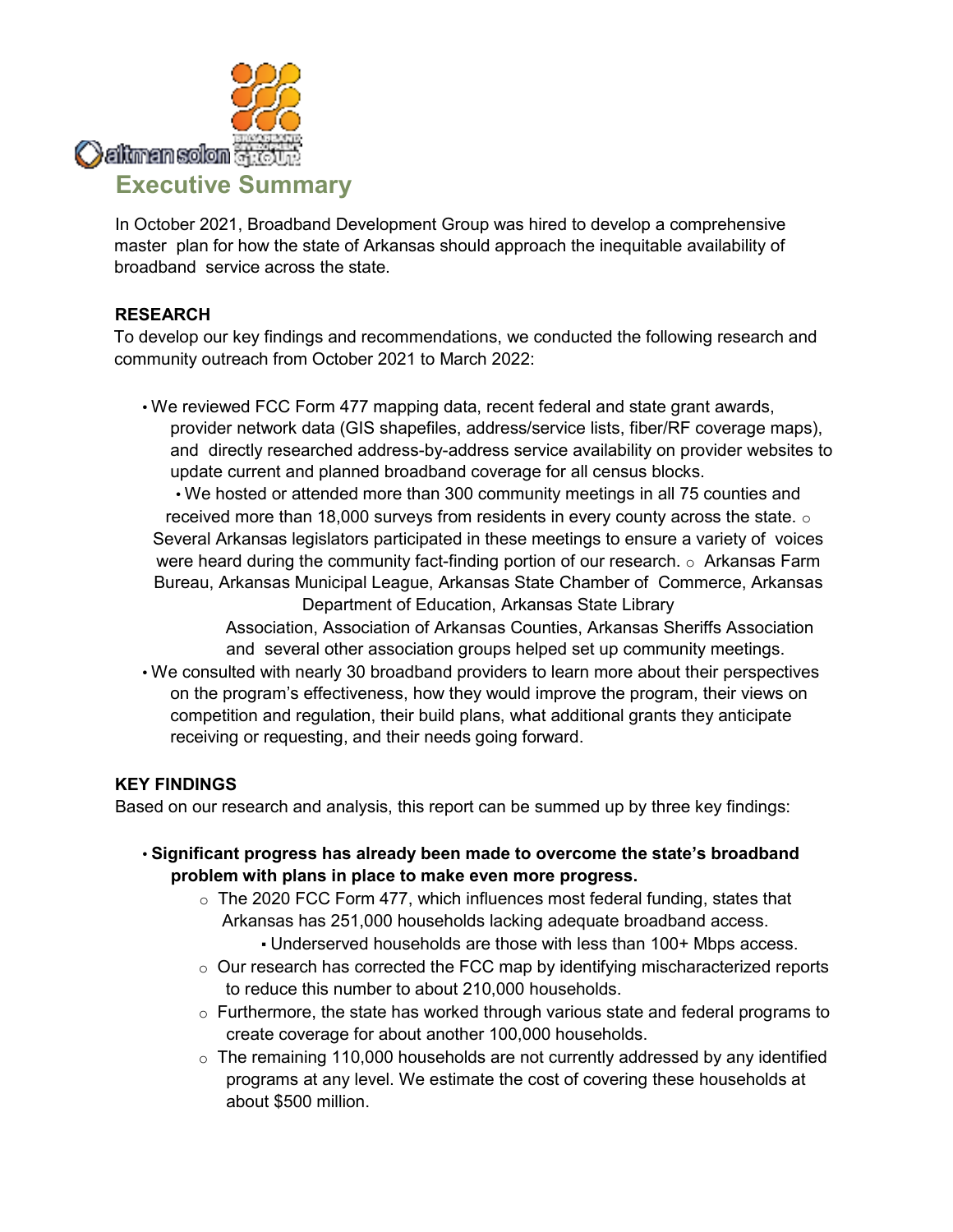## Executive Summary

In October 2021, Broadband Development Group was hired to develop a comprehensive master plan for how the state of Arkansas should approach the inequitable availability of broadband service across the state.

**RESEARCH**

To develop our key findings and recommendations, we conducted the following research and community outreach from October 2021 to March 2022:

- We reviewed FCC Form 477 mapping data, recent federal and state grant awards, provider network data (GIS shapefiles, address/service lists, fiber/RF coverage maps), and directly researched address-by-address service availability on provider websites to update current and planned broadband coverage for all census blocks.
- We hosted or attended more than 300 community meetings in all 75 counties and received more than 18,000 surveys from residents in every county across the state.
    - Several Arkansas legislators participated in these meetings to ensure a variety of voices were heard during the community fact-finding portion of our research.
    - Arkansas Farm Bureau, Arkansas Municipal League, Arkansas State Chamber of Commerce, Arkansas Department of Education, Arkansas State Library Association, Association of Arkansas Counties, Arkansas Sheriffs Association and several other association groups helped set up community meetings.
- We consulted with nearly 30 broadband providers to learn more about their perspectives on the program's effectiveness, how they would improve the program, their views on competition and regulation, their build plans, what additional grants they anticipate receiving or requesting, and their needs going forward.

**KEY FINDINGS**

Based on our research and analysis, this report can be summed up by three key findings:

- **Significant progress has already been made to overcome the state's broadband problem with plans in place to make even more progress.**
    - The 2020 FCC Form 477, which influences most federal funding, states that Arkansas has 251,000 households lacking adequate broadband access.
        - Underserved households are those with less than 100+ Mbps access.
    - Our research has corrected the FCC map by identifying mischaracterized reports to reduce this number to about 210,000 households.
    - Furthermore, the state has worked through various state and federal programs to create coverage for about another 100,000 households.
    - The remaining 110,000 households are not currently addressed by any identified programs at any level. We estimate the cost of covering these households at about $500 million.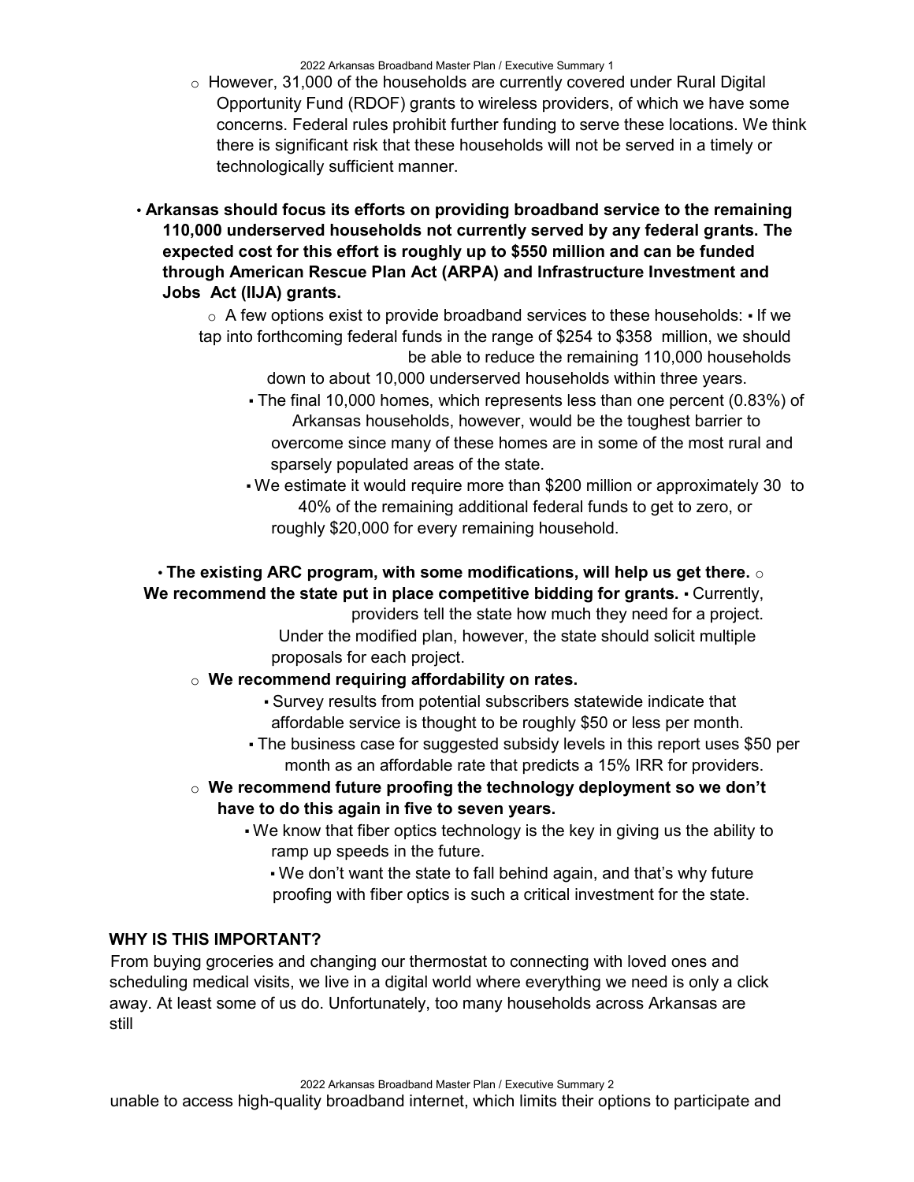- However, 31,000 of the households are currently covered under Rural Digital Opportunity Fund (RDOF) grants to wireless providers, of which we have some concerns. Federal rules prohibit further funding to serve these locations. We think there is significant risk that these households will not be served in a timely or technologically sufficient manner.

- **Arkansas should focus its efforts on providing broadband service to the remaining 110,000 underserved households not currently served by any federal grants. The expected cost for this effort is roughly up to $550 million and can be funded through American Rescue Plan Act (ARPA) and Infrastructure Investment and Jobs Act (IIJA) grants.**
  - A few options exist to provide broadband services to these households:
    - If we tap into forthcoming federal funds in the range of $254 to $358 million, we should be able to reduce the remaining 110,000 households down to about 10,000 underserved households within three years.
    - The final 10,000 homes, which represents less than one percent (0.83%) of Arkansas households, however, would be the toughest barrier to overcome since many of these homes are in some of the most rural and sparsely populated areas of the state.
    - We estimate it would require more than $200 million or approximately 30 to 40% of the remaining additional federal funds to get to zero, or roughly $20,000 for every remaining household.

- **The existing ARC program, with some modifications, will help us get there.**
  - **We recommend the state put in place competitive bidding for grants.**
    - Currently, providers tell the state how much they need for a project. Under the modified plan, however, the state should solicit multiple proposals for each project.
  - **We recommend requiring affordability on rates.**
    - Survey results from potential subscribers statewide indicate that affordable service is thought to be roughly $50 or less per month.
    - The business case for suggested subsidy levels in this report uses $50 per month as an affordable rate that predicts a 15% IRR for providers.
  - **We recommend future proofing the technology deployment so we don't have to do this again in five to seven years.**
    - We know that fiber optics technology is the key in giving us the ability to ramp up speeds in the future.
    - We don't want the state to fall behind again, and that's why future proofing with fiber optics is such a critical investment for the state.

## WHY IS THIS IMPORTANT?

From buying groceries and changing our thermostat to connecting with loved ones and scheduling medical visits, we live in a digital world where everything we need is only a click away. At least some of us do. Unfortunately, too many households across Arkansas are still

unable to access high-quality broadband internet, which limits their options to participate and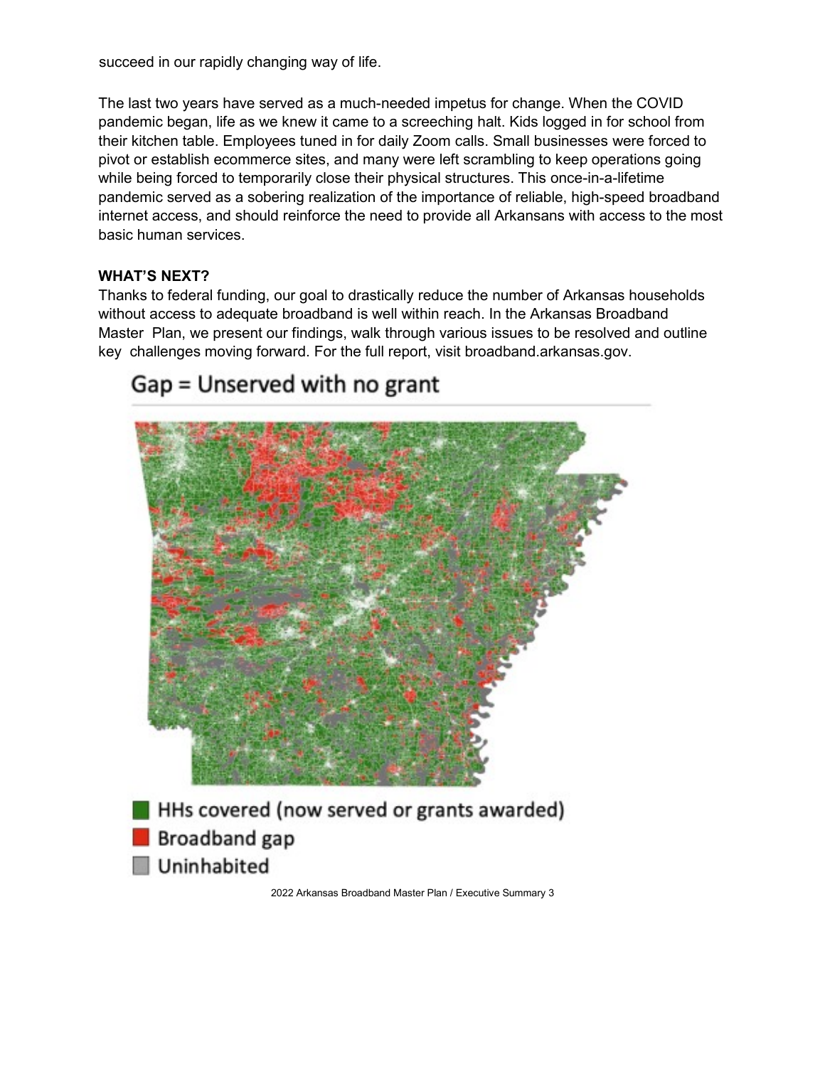succeed in our rapidly changing way of life.

The last two years have served as a much-needed impetus for change. When the COVID pandemic began, life as we knew it came to a screeching halt. Kids logged in for school from their kitchen table. Employees tuned in for daily Zoom calls. Small businesses were forced to pivot or establish ecommerce sites, and many were left scrambling to keep operations going while being forced to temporarily close their physical structures. This once-in-a-lifetime pandemic served as a sobering realization of the importance of reliable, high-speed broadband internet access, and should reinforce the need to provide all Arkansans with access to the most basic human services.

**WHAT'S NEXT?**

Thanks to federal funding, our goal to drastically reduce the number of Arkansas households without access to adequate broadband is well within reach. In the Arkansas Broadband Master Plan, we present our findings, walk through various issues to be resolved and outline key challenges moving forward. For the full report, visit broadband.arkansas.gov.

Gap = Unserved with no grant

HHs covered (now served or grants awarded)

Broadband gap

Uninhabited